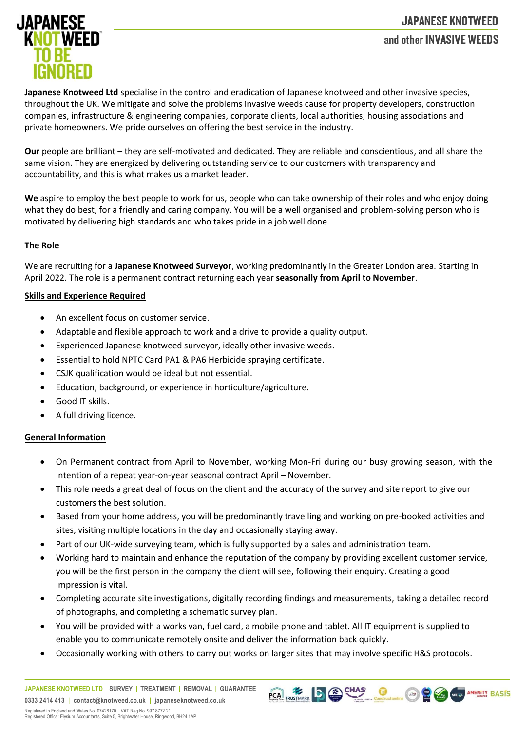**Japanese Knotweed Ltd** specialise in the control and eradication of Japanese knotweed and other invasive species, throughout the UK. We mitigate and solve the problems invasive weeds cause for property developers, construction companies, infrastructure & engineering companies, corporate clients, local authorities, housing associations and private homeowners. We pride ourselves on offering the best service in the industry.

**Our** people are brilliant – they are self-motivated and dedicated. They are reliable and conscientious, and all share the same vision. They are energized by delivering outstanding service to our customers with transparency and accountability, and this is what makes us a market leader.

**We** aspire to employ the best people to work for us, people who can take ownership of their roles and who enjoy doing what they do best, for a friendly and caring company. You will be a well organised and problem-solving person who is motivated by delivering high standards and who takes pride in a job well done.

## The Role

We are recruiting for a **Japanese Knotweed Surveyor**, working predominantly in the Greater London area. Starting in April 2022. The role is a permanent contract returning each year **seasonally from April to November**.

## Skills and Experience Required

- An excellent focus on customer service.
- Adaptable and flexible approach to work and a drive to provide a quality output.
- Experienced Japanese knotweed surveyor, ideally other invasive weeds.
- Essential to hold NPTC Card PA1 & PA6 Herbicide spraying certificate.
- CSJK qualification would be ideal but not essential.
- Education, background, or experience in horticulture/agriculture.
- Good IT skills.
- A full driving licence.

## General Information

- On Permanent contract from April to November, working Mon-Fri during our busy growing season, with the intention of a repeat year-on-year seasonal contract April – November.
- This role needs a great deal of focus on the client and the accuracy of the survey and site report to give our customers the best solution.
- Based from your home address, you will be predominantly travelling and working on pre-booked activities and sites, visiting multiple locations in the day and occasionally staying away.
- Part of our UK-wide surveying team, which is fully supported by a sales and administration team.
- Working hard to maintain and enhance the reputation of the company by providing excellent customer service, you will be the first person in the company the client will see, following their enquiry. Creating a good impression is vital.
- Completing accurate site investigations, digitally recording findings and measurements, taking a detailed record of photographs, and completing a schematic survey plan.
- You will be provided with a works van, fuel card, a mobile phone and tablet. All IT equipment is supplied to enable you to communicate remotely onsite and deliver the information back quickly.
- Occasionally working with others to carry out works on larger sites that may involve specific H&S protocols.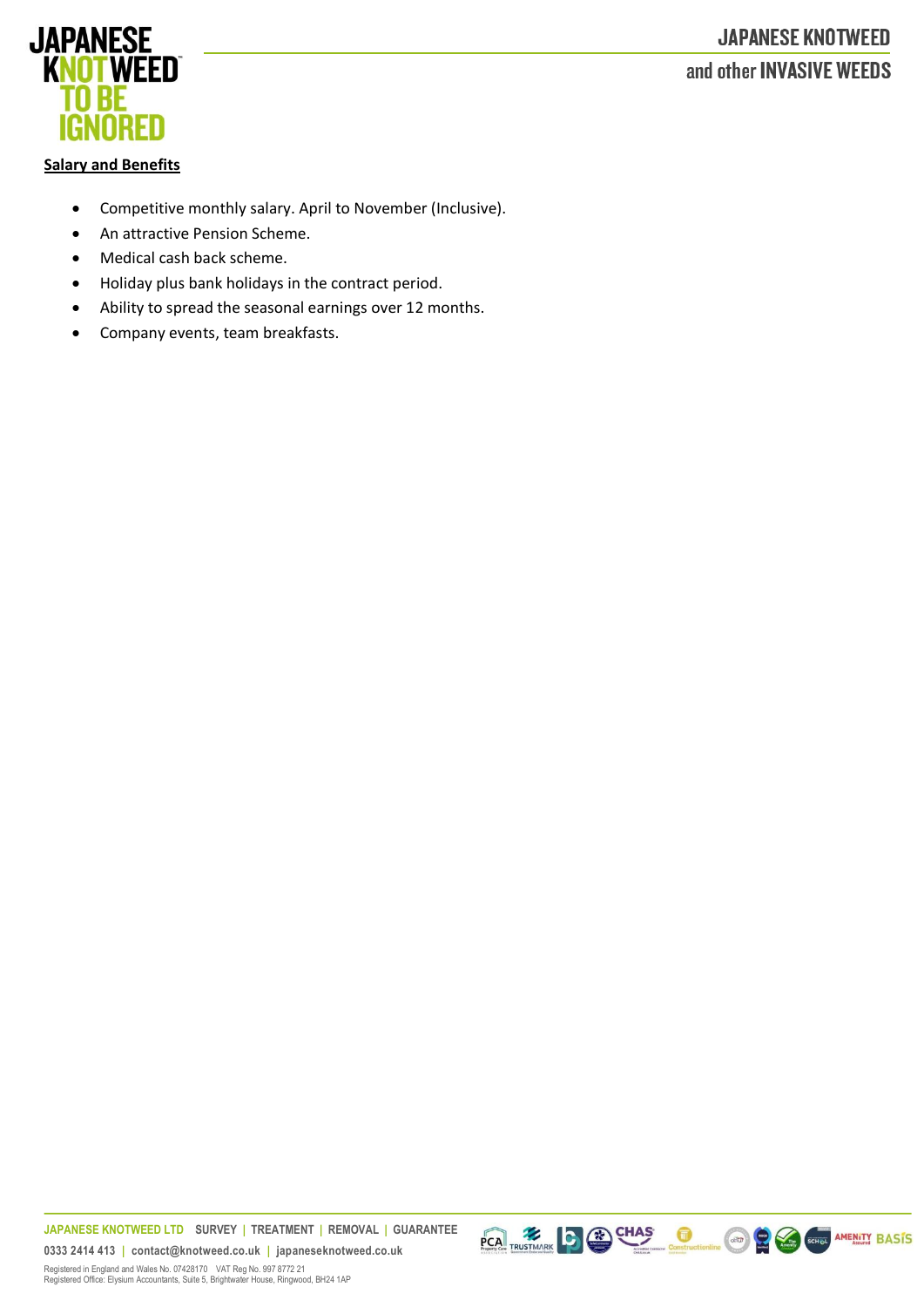**Salary and Benefits**

- Competitive monthly salary. April to November (Inclusive).
- An attractive Pension Scheme.
- Medical cash back scheme.
- Holiday plus bank holidays in the contract period.
- Ability to spread the seasonal earnings over 12 months.
- Company events, team breakfasts.